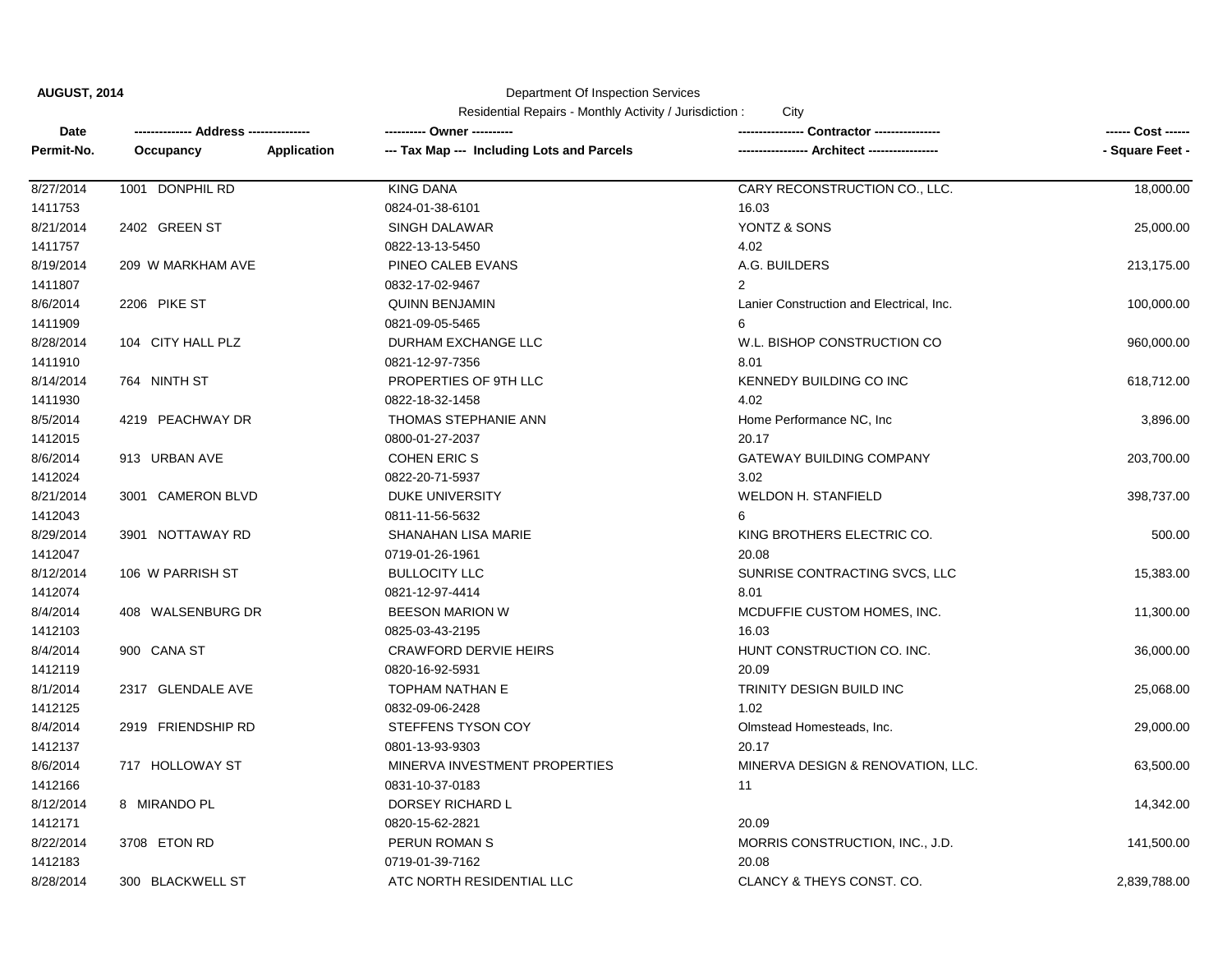**AUGUST, 2014**

Department Of Inspection Services

Residential Repairs - Monthly Activity / Jurisdiction : City

| Date / Permit-No. | Address / Occupancy / Application | Owner / Tax Map --- Including Lots and Parcels | Contractor / Architect | Cost / Square Feet |
|---|---|---|---|---|
| 8/27/2014<br>1411753 | 1001 DONPHIL RD | KING DANA<br>0824-01-38-6101 | CARY RECONSTRUCTION CO., LLC.<br>16.03 | 18,000.00 |
| 8/21/2014<br>1411757 | 2402 GREEN ST | SINGH DALAWAR<br>0822-13-13-5450 | YONTZ & SONS<br>4.02 | 25,000.00 |
| 8/19/2014<br>1411807 | 209 W MARKHAM AVE | PINEO CALEB EVANS<br>0832-17-02-9467 | A.G. BUILDERS<br>2 | 213,175.00 |
| 8/6/2014<br>1411909 | 2206 PIKE ST | QUINN BENJAMIN<br>0821-09-05-5465 | Lanier Construction and Electrical, Inc.<br>6 | 100,000.00 |
| 8/28/2014<br>1411910 | 104 CITY HALL PLZ | DURHAM EXCHANGE LLC<br>0821-12-97-7356 | W.L. BISHOP CONSTRUCTION CO<br>8.01 | 960,000.00 |
| 8/14/2014<br>1411930 | 764 NINTH ST | PROPERTIES OF 9TH LLC<br>0822-18-32-1458 | KENNEDY BUILDING CO INC<br>4.02 | 618,712.00 |
| 8/5/2014<br>1412015 | 4219 PEACHWAY DR | THOMAS STEPHANIE ANN<br>0800-01-27-2037 | Home Performance NC, Inc<br>20.17 | 3,896.00 |
| 8/6/2014<br>1412024 | 913 URBAN AVE | COHEN ERIC S<br>0822-20-71-5937 | GATEWAY BUILDING COMPANY<br>3.02 | 203,700.00 |
| 8/21/2014<br>1412043 | 3001 CAMERON BLVD | DUKE UNIVERSITY<br>0811-11-56-5632 | WELDON H. STANFIELD<br>6 | 398,737.00 |
| 8/29/2014<br>1412047 | 3901 NOTTAWAY RD | SHANAHAN LISA MARIE<br>0719-01-26-1961 | KING BROTHERS ELECTRIC CO.<br>20.08 | 500.00 |
| 8/12/2014<br>1412074 | 106 W PARRISH ST | BULLOCITY LLC<br>0821-12-97-4414 | SUNRISE CONTRACTING SVCS, LLC<br>8.01 | 15,383.00 |
| 8/4/2014<br>1412103 | 408 WALSENBURG DR | BEESON MARION W<br>0825-03-43-2195 | MCDUFFIE CUSTOM HOMES, INC.<br>16.03 | 11,300.00 |
| 8/4/2014<br>1412119 | 900 CANA ST | CRAWFORD DERVIE HEIRS<br>0820-16-92-5931 | HUNT CONSTRUCTION CO. INC.<br>20.09 | 36,000.00 |
| 8/1/2014<br>1412125 | 2317 GLENDALE AVE | TOPHAM NATHAN E<br>0832-09-06-2428 | TRINITY DESIGN BUILD INC<br>1.02 | 25,068.00 |
| 8/4/2014<br>1412137 | 2919 FRIENDSHIP RD | STEFFENS TYSON COY<br>0801-13-93-9303 | Olmstead Homesteads, Inc.<br>20.17 | 29,000.00 |
| 8/6/2014<br>1412166 | 717 HOLLOWAY ST | MINERVA INVESTMENT PROPERTIES<br>0831-10-37-0183 | MINERVA DESIGN & RENOVATION, LLC.<br>11 | 63,500.00 |
| 8/12/2014<br>1412171 | 8 MIRANDO PL | DORSEY RICHARD L<br>0820-15-62-2821 | <br>20.09 | 14,342.00 |
| 8/22/2014<br>1412183 | 3708 ETON RD | PERUN ROMAN S<br>0719-01-39-7162 | MORRIS CONSTRUCTION, INC., J.D.<br>20.08 | 141,500.00 |
| 8/28/2014 | 300 BLACKWELL ST | ATC NORTH RESIDENTIAL LLC | CLANCY & THEYS CONST. CO. | 2,839,788.00 |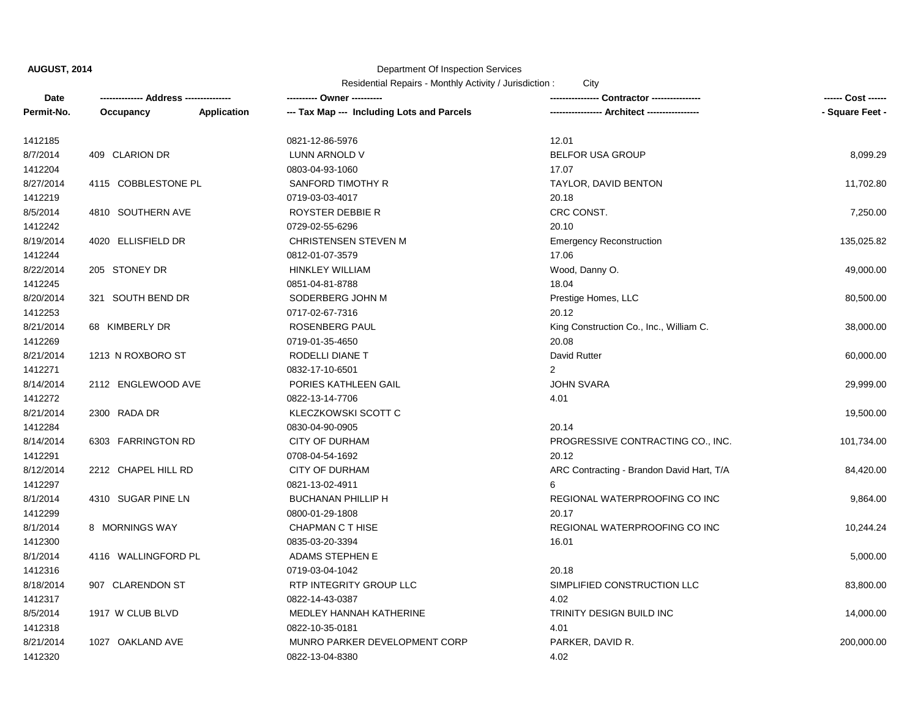**AUGUST, 2014**

Department Of Inspection Services

Residential Repairs - Monthly Activity / Jurisdiction : City

| Date<br>Permit-No. | ------------- Address --------------<br>Occupancy | Application | ---------- Owner ----------<br>--- Tax Map --- Including Lots and Parcels | --------------- Contractor ---------------<br>---------------- Architect ---------------- | ------ Cost ------<br>- Square Feet - |
|---|---|---|---|---|---|
| 1412185 | | | 0821-12-86-5976 | 12.01 | |
| 8/7/2014 | 409 CLARION DR | | LUNN ARNOLD V | BELFOR USA GROUP | 8,099.29 |
| 1412204 | | | 0803-04-93-1060 | 17.07 | |
| 8/27/2014 | 4115 COBBLESTONE PL | | SANFORD TIMOTHY R | TAYLOR, DAVID BENTON | 11,702.80 |
| 1412219 | | | 0719-03-03-4017 | 20.18 | |
| 8/5/2014 | 4810 SOUTHERN AVE | | ROYSTER DEBBIE R | CRC CONST. | 7,250.00 |
| 1412242 | | | 0729-02-55-6296 | 20.10 | |
| 8/19/2014 | 4020 ELLISFIELD DR | | CHRISTENSEN STEVEN M | Emergency Reconstruction | 135,025.82 |
| 1412244 | | | 0812-01-07-3579 | 17.06 | |
| 8/22/2014 | 205 STONEY DR | | HINKLEY WILLIAM | Wood, Danny O. | 49,000.00 |
| 1412245 | | | 0851-04-81-8788 | 18.04 | |
| 8/20/2014 | 321 SOUTH BEND DR | | SODERBERG JOHN M | Prestige Homes, LLC | 80,500.00 |
| 1412253 | | | 0717-02-67-7316 | 20.12 | |
| 8/21/2014 | 68 KIMBERLY DR | | ROSENBERG PAUL | King Construction Co., Inc., William C. | 38,000.00 |
| 1412269 | | | 0719-01-35-4650 | 20.08 | |
| 8/21/2014 | 1213 N ROXBORO ST | | RODELLI DIANE T | David Rutter | 60,000.00 |
| 1412271 | | | 0832-17-10-6501 | 2 | |
| 8/14/2014 | 2112 ENGLEWOOD AVE | | PORIES KATHLEEN GAIL | JOHN SVARA | 29,999.00 |
| 1412272 | | | 0822-13-14-7706 | 4.01 | |
| 8/21/2014 | 2300 RADA DR | | KLECZKOWSKI SCOTT C | | 19,500.00 |
| 1412284 | | | 0830-04-90-0905 | 20.14 | |
| 8/14/2014 | 6303 FARRINGTON RD | | CITY OF DURHAM | PROGRESSIVE CONTRACTING CO., INC. | 101,734.00 |
| 1412291 | | | 0708-04-54-1692 | 20.12 | |
| 8/12/2014 | 2212 CHAPEL HILL RD | | CITY OF DURHAM | ARC Contracting - Brandon David Hart, T/A | 84,420.00 |
| 1412297 | | | 0821-13-02-4911 | 6 | |
| 8/1/2014 | 4310 SUGAR PINE LN | | BUCHANAN PHILLIP H | REGIONAL WATERPROOFING CO INC | 9,864.00 |
| 1412299 | | | 0800-01-29-1808 | 20.17 | |
| 8/1/2014 | 8 MORNINGS WAY | | CHAPMAN C T HISE | REGIONAL WATERPROOFING CO INC | 10,244.24 |
| 1412300 | | | 0835-03-20-3394 | 16.01 | |
| 8/1/2014 | 4116 WALLINGFORD PL | | ADAMS STEPHEN E | | 5,000.00 |
| 1412316 | | | 0719-03-04-1042 | 20.18 | |
| 8/18/2014 | 907 CLARENDON ST | | RTP INTEGRITY GROUP LLC | SIMPLIFIED CONSTRUCTION LLC | 83,800.00 |
| 1412317 | | | 0822-14-43-0387 | 4.02 | |
| 8/5/2014 | 1917 W CLUB BLVD | | MEDLEY HANNAH KATHERINE | TRINITY DESIGN BUILD INC | 14,000.00 |
| 1412318 | | | 0822-10-35-0181 | 4.01 | |
| 8/21/2014 | 1027 OAKLAND AVE | | MUNRO PARKER DEVELOPMENT CORP | PARKER, DAVID R. | 200,000.00 |
| 1412320 | | | 0822-13-04-8380 | 4.02 | |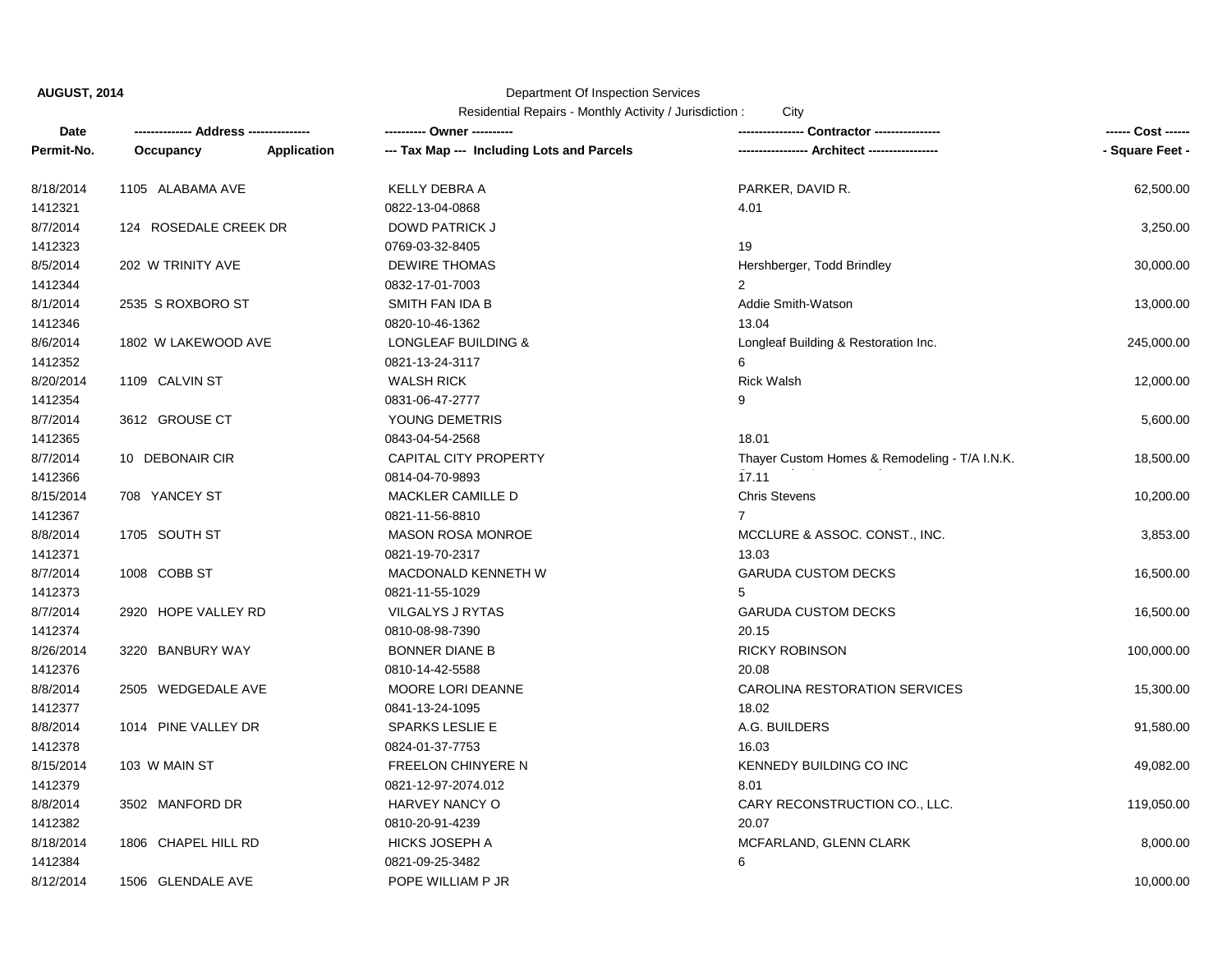**AUGUST, 2014**

Department Of Inspection Services

Residential Repairs - Monthly Activity / Jurisdiction : City

| Date / Permit-No. | Address / Occupancy / Application | Owner / Tax Map --- Including Lots and Parcels | Contractor / Architect | Cost / Square Feet |
|---|---|---|---|---|
| 8/18/2014<br>1412321 | 1105 ALABAMA AVE | KELLY DEBRA A<br>0822-13-04-0868 | PARKER, DAVID R.<br>4.01 | 62,500.00 |
| 8/7/2014<br>1412323 | 124 ROSEDALE CREEK DR | DOWD PATRICK J<br>0769-03-32-8405 | <br>19 | 3,250.00 |
| 8/5/2014<br>1412344 | 202 W TRINITY AVE | DEWIRE THOMAS<br>0832-17-01-7003 | Hershberger, Todd Brindley<br>2 | 30,000.00 |
| 8/1/2014<br>1412346 | 2535 S ROXBORO ST | SMITH FAN IDA B<br>0820-10-46-1362 | Addie Smith-Watson<br>13.04 | 13,000.00 |
| 8/6/2014<br>1412352 | 1802 W LAKEWOOD AVE | LONGLEAF BUILDING &<br>0821-13-24-3117 | Longleaf Building & Restoration Inc.<br>6 | 245,000.00 |
| 8/20/2014<br>1412354 | 1109 CALVIN ST | WALSH RICK<br>0831-06-47-2777 | Rick Walsh<br>9 | 12,000.00 |
| 8/7/2014<br>1412365 | 3612 GROUSE CT | YOUNG DEMETRIS<br>0843-04-54-2568 | <br>18.01 | 5,600.00 |
| 8/7/2014<br>1412366 | 10 DEBONAIR CIR | CAPITAL CITY PROPERTY<br>0814-04-70-9893 | Thayer Custom Homes & Remodeling - T/A I.N.K.<br>17.11 | 18,500.00 |
| 8/15/2014<br>1412367 | 708 YANCEY ST | MACKLER CAMILLE D<br>0821-11-56-8810 | Chris Stevens<br>7 | 10,200.00 |
| 8/8/2014<br>1412371 | 1705 SOUTH ST | MASON ROSA MONROE<br>0821-19-70-2317 | MCCLURE & ASSOC. CONST., INC.<br>13.03 | 3,853.00 |
| 8/7/2014<br>1412373 | 1008 COBB ST | MACDONALD KENNETH W<br>0821-11-55-1029 | GARUDA CUSTOM DECKS<br>5 | 16,500.00 |
| 8/7/2014<br>1412374 | 2920 HOPE VALLEY RD | VILGALYS J RYTAS<br>0810-08-98-7390 | GARUDA CUSTOM DECKS<br>20.15 | 16,500.00 |
| 8/26/2014<br>1412376 | 3220 BANBURY WAY | BONNER DIANE B<br>0810-14-42-5588 | RICKY ROBINSON<br>20.08 | 100,000.00 |
| 8/8/2014<br>1412377 | 2505 WEDGEDALE AVE | MOORE LORI DEANNE<br>0841-13-24-1095 | CAROLINA RESTORATION SERVICES<br>18.02 | 15,300.00 |
| 8/8/2014<br>1412378 | 1014 PINE VALLEY DR | SPARKS LESLIE E<br>0824-01-37-7753 | A.G. BUILDERS<br>16.03 | 91,580.00 |
| 8/15/2014<br>1412379 | 103 W MAIN ST | FREELON CHINYERE N<br>0821-12-97-2074.012 | KENNEDY BUILDING CO INC<br>8.01 | 49,082.00 |
| 8/8/2014<br>1412382 | 3502 MANFORD DR | HARVEY NANCY O<br>0810-20-91-4239 | CARY RECONSTRUCTION CO., LLC.<br>20.07 | 119,050.00 |
| 8/18/2014<br>1412384 | 1806 CHAPEL HILL RD | HICKS JOSEPH A<br>0821-09-25-3482 | MCFARLAND, GLENN CLARK<br>6 | 8,000.00 |
| 8/12/2014 | 1506 GLENDALE AVE | POPE WILLIAM P JR | | 10,000.00 |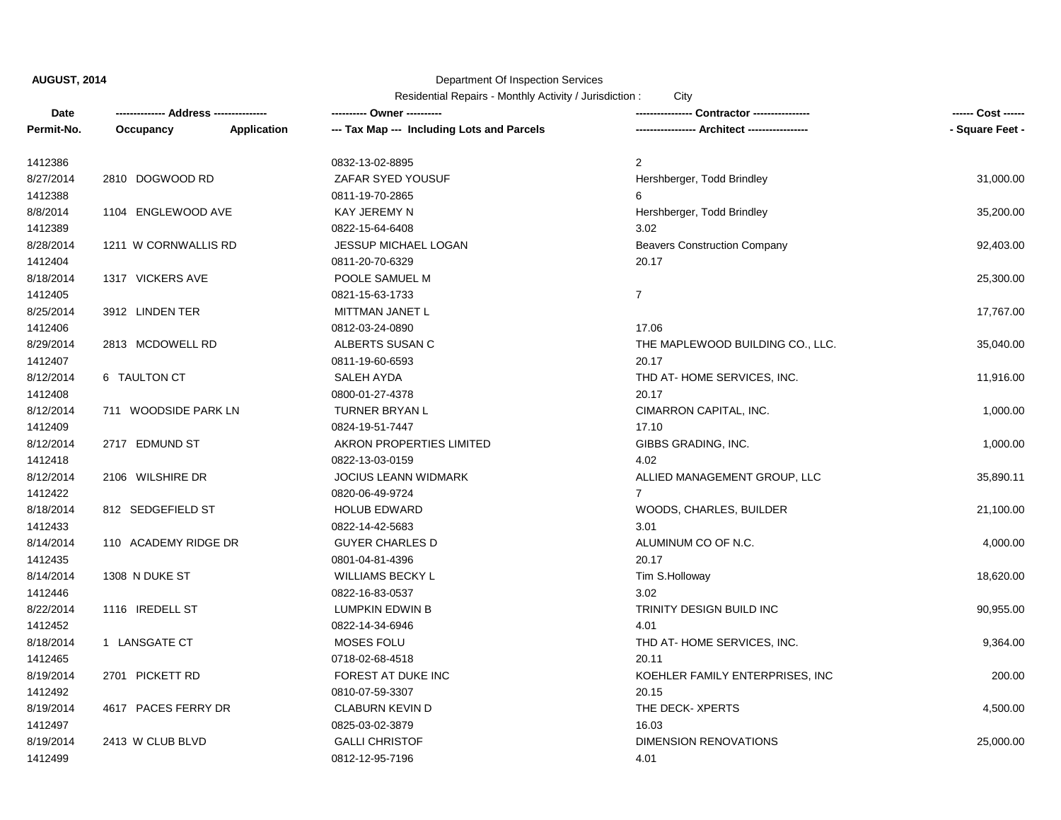**AUGUST, 2014**

Department Of Inspection Services

Residential Repairs - Monthly Activity / Jurisdiction : City

| Date / Permit-No. | Address / Occupancy / Application | Owner / Tax Map --- Including Lots and Parcels | Contractor / Architect | Cost / Square Feet |
|---|---|---|---|---|
| 1412386 | | 0832-13-02-8895 | 2 | |
| 8/27/2014 | 2810 DOGWOOD RD | ZAFAR SYED YOUSUF | Hershberger, Todd Brindley | 31,000.00 |
| 1412388 | | 0811-19-70-2865 | 6 | |
| 8/8/2014 | 1104 ENGLEWOOD AVE | KAY JEREMY N | Hershberger, Todd Brindley | 35,200.00 |
| 1412389 | | 0822-15-64-6408 | 3.02 | |
| 8/28/2014 | 1211 W CORNWALLIS RD | JESSUP MICHAEL LOGAN | Beavers Construction Company | 92,403.00 |
| 1412404 | | 0811-20-70-6329 | 20.17 | |
| 8/18/2014 | 1317 VICKERS AVE | POOLE SAMUEL M | | 25,300.00 |
| 1412405 | | 0821-15-63-1733 | 7 | |
| 8/25/2014 | 3912 LINDEN TER | MITTMAN JANET L | | 17,767.00 |
| 1412406 | | 0812-03-24-0890 | 17.06 | |
| 8/29/2014 | 2813 MCDOWELL RD | ALBERTS SUSAN C | THE MAPLEWOOD BUILDING CO., LLC. | 35,040.00 |
| 1412407 | | 0811-19-60-6593 | 20.17 | |
| 8/12/2014 | 6 TAULTON CT | SALEH AYDA | THD AT- HOME SERVICES, INC. | 11,916.00 |
| 1412408 | | 0800-01-27-4378 | 20.17 | |
| 8/12/2014 | 711 WOODSIDE PARK LN | TURNER BRYAN L | CIMARRON CAPITAL, INC. | 1,000.00 |
| 1412409 | | 0824-19-51-7447 | 17.10 | |
| 8/12/2014 | 2717 EDMUND ST | AKRON PROPERTIES LIMITED | GIBBS GRADING, INC. | 1,000.00 |
| 1412418 | | 0822-13-03-0159 | 4.02 | |
| 8/12/2014 | 2106 WILSHIRE DR | JOCIUS LEANN WIDMARK | ALLIED MANAGEMENT GROUP, LLC | 35,890.11 |
| 1412422 | | 0820-06-49-9724 | 7 | |
| 8/18/2014 | 812 SEDGEFIELD ST | HOLUB EDWARD | WOODS, CHARLES, BUILDER | 21,100.00 |
| 1412433 | | 0822-14-42-5683 | 3.01 | |
| 8/14/2014 | 110 ACADEMY RIDGE DR | GUYER CHARLES D | ALUMINUM CO OF N.C. | 4,000.00 |
| 1412435 | | 0801-04-81-4396 | 20.17 | |
| 8/14/2014 | 1308 N DUKE ST | WILLIAMS BECKY L | Tim S.Holloway | 18,620.00 |
| 1412446 | | 0822-16-83-0537 | 3.02 | |
| 8/22/2014 | 1116 IREDELL ST | LUMPKIN EDWIN B | TRINITY DESIGN BUILD INC | 90,955.00 |
| 1412452 | | 0822-14-34-6946 | 4.01 | |
| 8/18/2014 | 1 LANSGATE CT | MOSES FOLU | THD AT- HOME SERVICES, INC. | 9,364.00 |
| 1412465 | | 0718-02-68-4518 | 20.11 | |
| 8/19/2014 | 2701 PICKETT RD | FOREST AT DUKE INC | KOEHLER FAMILY ENTERPRISES, INC | 200.00 |
| 1412492 | | 0810-07-59-3307 | 20.15 | |
| 8/19/2014 | 4617 PACES FERRY DR | CLABURN KEVIN D | THE DECK- XPERTS | 4,500.00 |
| 1412497 | | 0825-03-02-3879 | 16.03 | |
| 8/19/2014 | 2413 W CLUB BLVD | GALLI CHRISTOF | DIMENSION RENOVATIONS | 25,000.00 |
| 1412499 | | 0812-12-95-7196 | 4.01 | |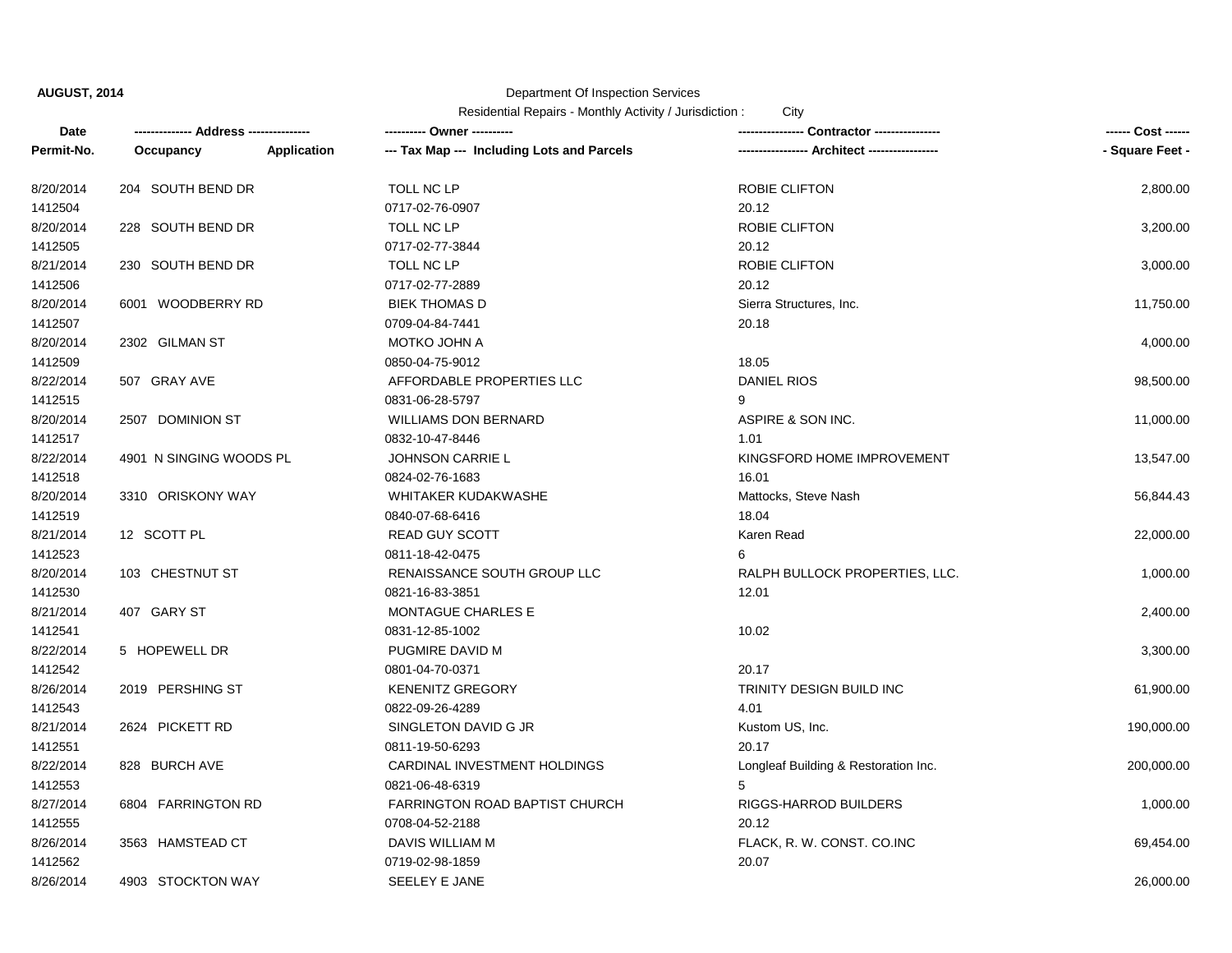**AUGUST, 2014**

Department Of Inspection Services

Residential Repairs - Monthly Activity / Jurisdiction : City

| Date<br>Permit-No. | ------------- Address --------------<br>Occupancy Application | ---------- Owner ----------<br>--- Tax Map --- Including Lots and Parcels | ---------------- Contractor ----------------<br>----------------- Architect ----------------- | ------ Cost ------<br>- Square Feet - |
|---|---|---|---|---|
| 8/20/2014<br>1412504 | 204 SOUTH BEND DR | TOLL NC LP<br>0717-02-76-0907 | ROBIE CLIFTON<br>20.12 | 2,800.00 |
| 8/20/2014<br>1412505 | 228 SOUTH BEND DR | TOLL NC LP<br>0717-02-77-3844 | ROBIE CLIFTON<br>20.12 | 3,200.00 |
| 8/21/2014<br>1412506 | 230 SOUTH BEND DR | TOLL NC LP<br>0717-02-77-2889 | ROBIE CLIFTON<br>20.12 | 3,000.00 |
| 8/20/2014<br>1412507 | 6001 WOODBERRY RD | BIEK THOMAS D<br>0709-04-84-7441 | Sierra Structures, Inc.<br>20.18 | 11,750.00 |
| 8/20/2014<br>1412509 | 2302 GILMAN ST | MOTKO JOHN A<br>0850-04-75-9012 | <br>18.05 | 4,000.00 |
| 8/22/2014<br>1412515 | 507 GRAY AVE | AFFORDABLE PROPERTIES LLC<br>0831-06-28-5797 | DANIEL RIOS<br>9 | 98,500.00 |
| 8/20/2014<br>1412517 | 2507 DOMINION ST | WILLIAMS DON BERNARD<br>0832-10-47-8446 | ASPIRE & SON INC.<br>1.01 | 11,000.00 |
| 8/22/2014<br>1412518 | 4901 N SINGING WOODS PL | JOHNSON CARRIE L<br>0824-02-76-1683 | KINGSFORD HOME IMPROVEMENT<br>16.01 | 13,547.00 |
| 8/20/2014<br>1412519 | 3310 ORISKONY WAY | WHITAKER KUDAKWASHE<br>0840-07-68-6416 | Mattocks, Steve Nash<br>18.04 | 56,844.43 |
| 8/21/2014<br>1412523 | 12 SCOTT PL | READ GUY SCOTT<br>0811-18-42-0475 | Karen Read<br>6 | 22,000.00 |
| 8/20/2014<br>1412530 | 103 CHESTNUT ST | RENAISSANCE SOUTH GROUP LLC<br>0821-16-83-3851 | RALPH BULLOCK PROPERTIES, LLC.<br>12.01 | 1,000.00 |
| 8/21/2014<br>1412541 | 407 GARY ST | MONTAGUE CHARLES E<br>0831-12-85-1002 | <br>10.02 | 2,400.00 |
| 8/22/2014<br>1412542 | 5 HOPEWELL DR | PUGMIRE DAVID M<br>0801-04-70-0371 | <br>20.17 | 3,300.00 |
| 8/26/2014<br>1412543 | 2019 PERSHING ST | KENENITZ GREGORY<br>0822-09-26-4289 | TRINITY DESIGN BUILD INC<br>4.01 | 61,900.00 |
| 8/21/2014<br>1412551 | 2624 PICKETT RD | SINGLETON DAVID G JR<br>0811-19-50-6293 | Kustom US, Inc.<br>20.17 | 190,000.00 |
| 8/22/2014<br>1412553 | 828 BURCH AVE | CARDINAL INVESTMENT HOLDINGS<br>0821-06-48-6319 | Longleaf Building & Restoration Inc.<br>5 | 200,000.00 |
| 8/27/2014<br>1412555 | 6804 FARRINGTON RD | FARRINGTON ROAD BAPTIST CHURCH<br>0708-04-52-2188 | RIGGS-HARROD BUILDERS<br>20.12 | 1,000.00 |
| 8/26/2014<br>1412562 | 3563 HAMSTEAD CT | DAVIS WILLIAM M<br>0719-02-98-1859 | FLACK, R. W. CONST. CO.INC<br>20.07 | 69,454.00 |
| 8/26/2014 | 4903 STOCKTON WAY | SEELEY E JANE | | 26,000.00 |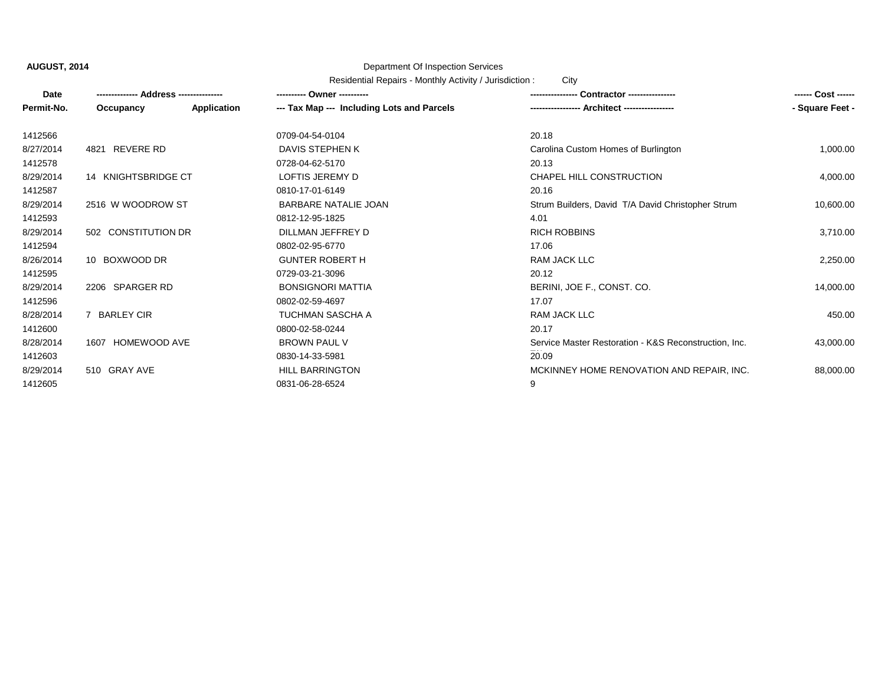**AUGUST, 2014**

Department Of Inspection Services

Residential Repairs - Monthly Activity / Jurisdiction : City

| Date<br>Permit-No. | -------------- Address --------------<br>Occupancy | <br>Application | ---------- Owner ----------<br>--- Tax Map --- Including Lots and Parcels | ---------------- Contractor ----------------<br>----------------- Architect ----------------- | ------ Cost ------<br>- Square Feet - |
|---|---|---|---|---|---|
| 1412566 | | | 0709-04-54-0104 | 20.18 | |
| 8/27/2014 | 4821 REVERE RD | | DAVIS STEPHEN K | Carolina Custom Homes of Burlington | 1,000.00 |
| 1412578 | | | 0728-04-62-5170 | 20.13 | |
| 8/29/2014 | 14 KNIGHTSBRIDGE CT | | LOFTIS JEREMY D | CHAPEL HILL CONSTRUCTION | 4,000.00 |
| 1412587 | | | 0810-17-01-6149 | 20.16 | |
| 8/29/2014 | 2516 W WOODROW ST | | BARBARE NATALIE JOAN | Strum Builders, David T/A David Christopher Strum | 10,600.00 |
| 1412593 | | | 0812-12-95-1825 | 4.01 | |
| 8/29/2014 | 502 CONSTITUTION DR | | DILLMAN JEFFREY D | RICH ROBBINS | 3,710.00 |
| 1412594 | | | 0802-02-95-6770 | 17.06 | |
| 8/26/2014 | 10 BOXWOOD DR | | GUNTER ROBERT H | RAM JACK LLC | 2,250.00 |
| 1412595 | | | 0729-03-21-3096 | 20.12 | |
| 8/29/2014 | 2206 SPARGER RD | | BONSIGNORI MATTIA | BERINI, JOE F., CONST. CO. | 14,000.00 |
| 1412596 | | | 0802-02-59-4697 | 17.07 | |
| 8/28/2014 | 7 BARLEY CIR | | TUCHMAN SASCHA A | RAM JACK LLC | 450.00 |
| 1412600 | | | 0800-02-58-0244 | 20.17 | |
| 8/28/2014 | 1607 HOMEWOOD AVE | | BROWN PAUL V | Service Master Restoration - K&S Reconstruction, Inc. | 43,000.00 |
| 1412603 | | | 0830-14-33-5981 | 20.09 | |
| 8/29/2014 | 510 GRAY AVE | | HILL BARRINGTON | MCKINNEY HOME RENOVATION AND REPAIR, INC. | 88,000.00 |
| 1412605 | | | 0831-06-28-6524 | 9 | |